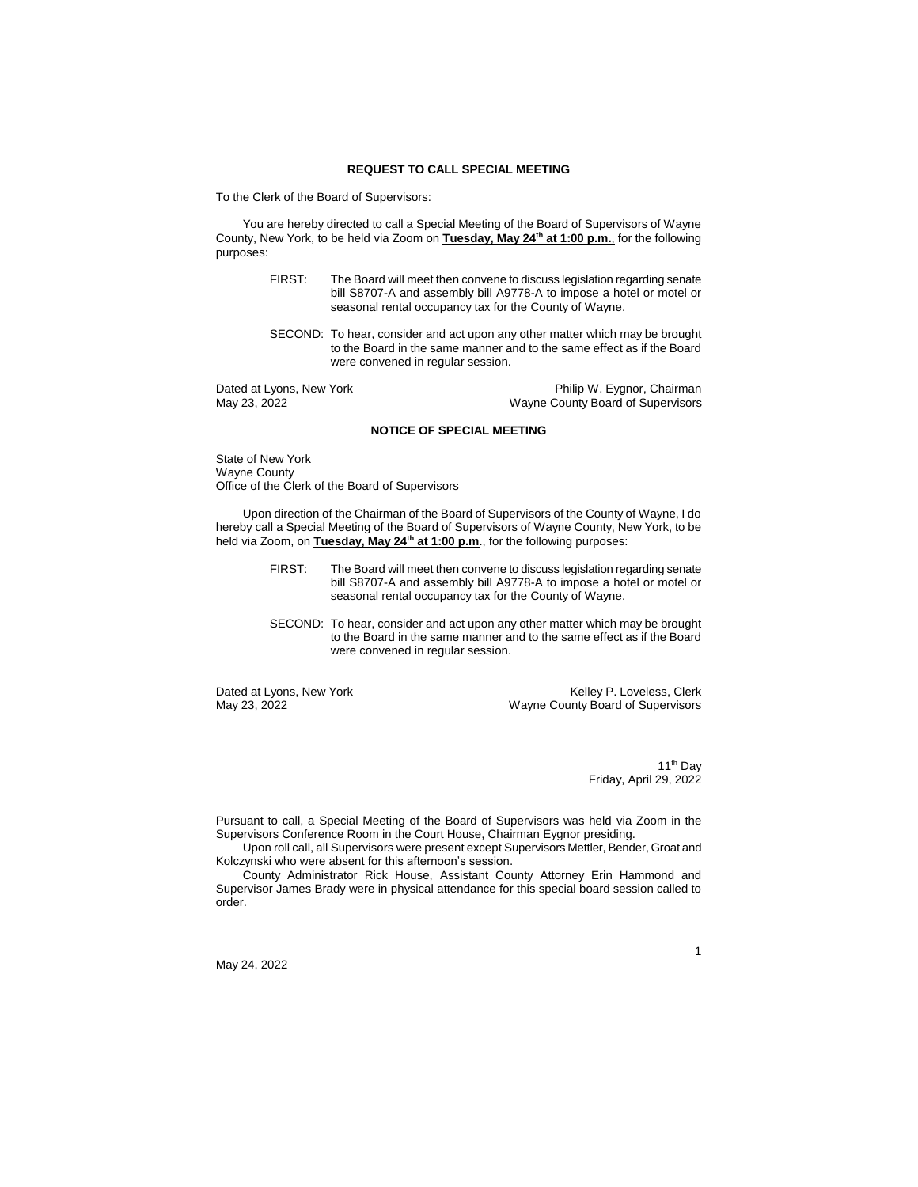**REQUEST TO CALL SPECIAL MEETING**

To the Clerk of the Board of Supervisors:

You are hereby directed to call a Special Meeting of the Board of Supervisors of Wayne County, New York, to be held via Zoom on **Tuesday, May 24th at 1:00 p.m.**, for the following purposes:

FIRST: The Board will meet then convene to discuss legislation regarding senate bill S8707-A and assembly bill A9778-A to impose a hotel or motel or seasonal rental occupancy tax for the County of Wayne.

SECOND: To hear, consider and act upon any other matter which may be brought to the Board in the same manner and to the same effect as if the Board were convened in regular session.

Dated at Lyons, New York
May 23, 2022

Philip W. Eygnor, Chairman
Wayne County Board of Supervisors

**NOTICE OF SPECIAL MEETING**

State of New York
Wayne County
Office of the Clerk of the Board of Supervisors

Upon direction of the Chairman of the Board of Supervisors of the County of Wayne, I do hereby call a Special Meeting of the Board of Supervisors of Wayne County, New York, to be held via Zoom, on **Tuesday, May 24th at 1:00 p.m**., for the following purposes:

FIRST: The Board will meet then convene to discuss legislation regarding senate bill S8707-A and assembly bill A9778-A to impose a hotel or motel or seasonal rental occupancy tax for the County of Wayne.

SECOND: To hear, consider and act upon any other matter which may be brought to the Board in the same manner and to the same effect as if the Board were convened in regular session.

Dated at Lyons, New York
May 23, 2022

Kelley P. Loveless, Clerk
Wayne County Board of Supervisors

11th Day
Friday, April 29, 2022

Pursuant to call, a Special Meeting of the Board of Supervisors was held via Zoom in the Supervisors Conference Room in the Court House, Chairman Eygnor presiding.

Upon roll call, all Supervisors were present except Supervisors Mettler, Bender, Groat and Kolczynski who were absent for this afternoon's session.

County Administrator Rick House, Assistant County Attorney Erin Hammond and Supervisor James Brady were in physical attendance for this special board session called to order.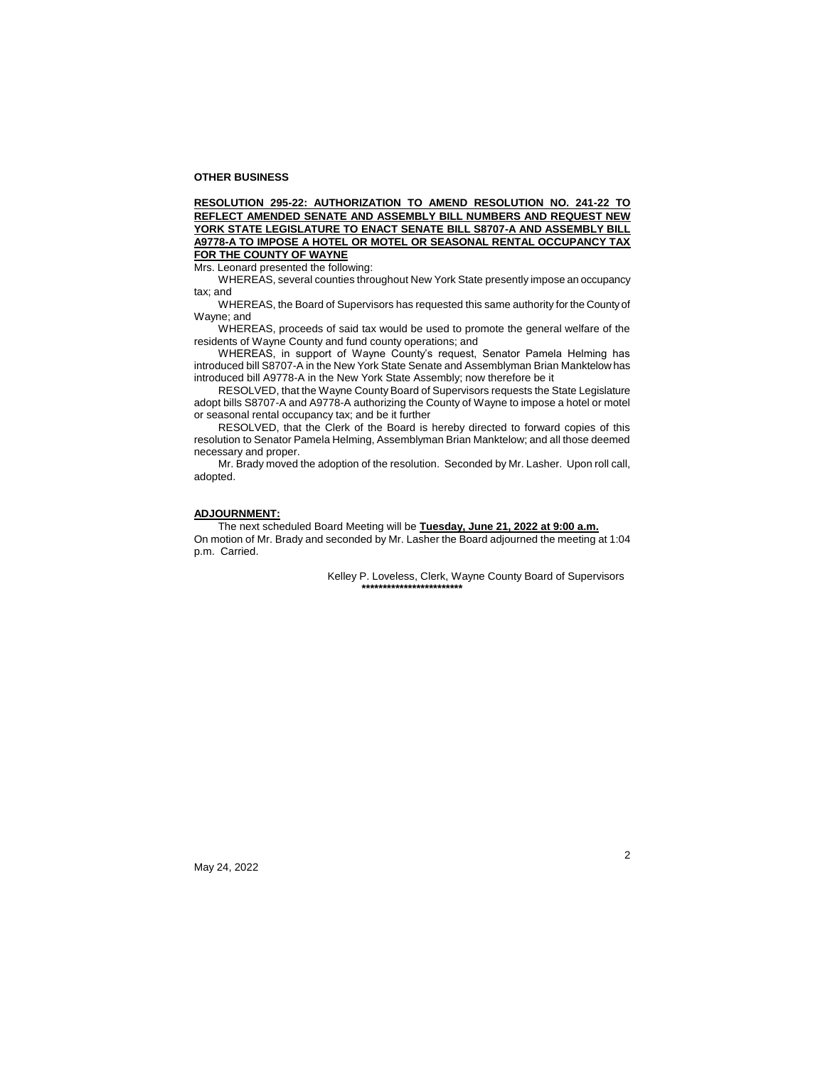**OTHER BUSINESS**

**RESOLUTION 295-22: AUTHORIZATION TO AMEND RESOLUTION NO. 241-22 TO REFLECT AMENDED SENATE AND ASSEMBLY BILL NUMBERS AND REQUEST NEW YORK STATE LEGISLATURE TO ENACT SENATE BILL S8707-A AND ASSEMBLY BILL A9778-A TO IMPOSE A HOTEL OR MOTEL OR SEASONAL RENTAL OCCUPANCY TAX FOR THE COUNTY OF WAYNE**

Mrs. Leonard presented the following:

WHEREAS, several counties throughout New York State presently impose an occupancy tax; and

WHEREAS, the Board of Supervisors has requested this same authority for the County of Wayne; and

WHEREAS, proceeds of said tax would be used to promote the general welfare of the residents of Wayne County and fund county operations; and

WHEREAS, in support of Wayne County's request, Senator Pamela Helming has introduced bill S8707-A in the New York State Senate and Assemblyman Brian Manktelow has introduced bill A9778-A in the New York State Assembly; now therefore be it

RESOLVED, that the Wayne County Board of Supervisors requests the State Legislature adopt bills S8707-A and A9778-A authorizing the County of Wayne to impose a hotel or motel or seasonal rental occupancy tax; and be it further

RESOLVED, that the Clerk of the Board is hereby directed to forward copies of this resolution to Senator Pamela Helming, Assemblyman Brian Manktelow; and all those deemed necessary and proper.

Mr. Brady moved the adoption of the resolution. Seconded by Mr. Lasher. Upon roll call, adopted.

**ADJOURNMENT:**

The next scheduled Board Meeting will be **Tuesday, June 21, 2022 at 9:00 a.m.**
On motion of Mr. Brady and seconded by Mr. Lasher the Board adjourned the meeting at 1:04 p.m. Carried.

Kelley P. Loveless, Clerk, Wayne County Board of Supervisors

************************

May 24, 2022